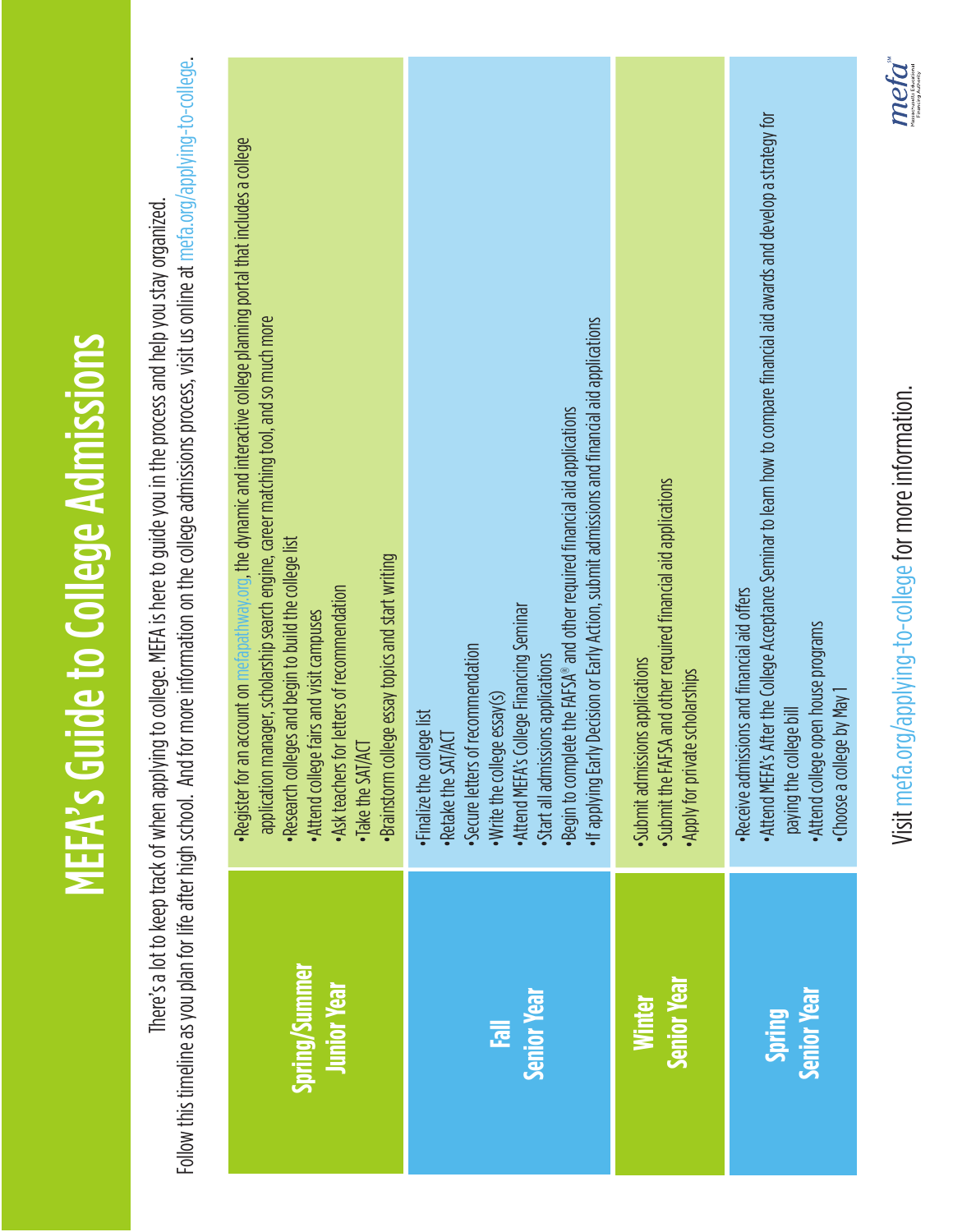# MEFA's Guide to College Admissions

There's a lot to keep track of when applying to college. MEFA is here to guide you in the process and help you stay organized. Follow this timeline as you plan for life after high school. And for more information on the college admissions process, visit us online at mefa.org/applying-to-college.

| Period | Tasks |
| --- | --- |
| **Spring/Summer Junior Year** | • Register for an account on mefapathway.org, the dynamic and interactive college planning portal that includes a college application manager, scholarship search engine, career matching tool, and so much more<br>• Research colleges and begin to build the college list<br>• Attend college fairs and visit campuses<br>• Ask teachers for letters of recommendation<br>• Take the SAT/ACT<br>• Brainstorm college essay topics and start writing |
| **Fall Senior Year** | • Finalize the college list<br>• Retake the SAT/ACT<br>• Secure letters of recommendation<br>• Write the college essay(s)<br>• Attend MEFA's College Financing Seminar<br>• Start all admissions applications<br>• Begin to complete the FAFSA® and other required financial aid applications<br>• If applying Early Decision or Early Action, submit admissions and financial aid applications |
| **Winter Senior Year** | • Submit admissions applications<br>• Submit the FAFSA and other required financial aid applications<br>• Apply for private scholarships |
| **Spring Senior Year** | • Receive admissions and financial aid offers<br>• Attend MEFA's After the College Acceptance Seminar to learn how to compare financial aid awards and develop a strategy for paying the college bill<br>• Attend college open house programs<br>• Choose a college by May 1 |

Visit mefa.org/applying-to-college for more information.

mefa℠ Massachusetts Educational Financing Authority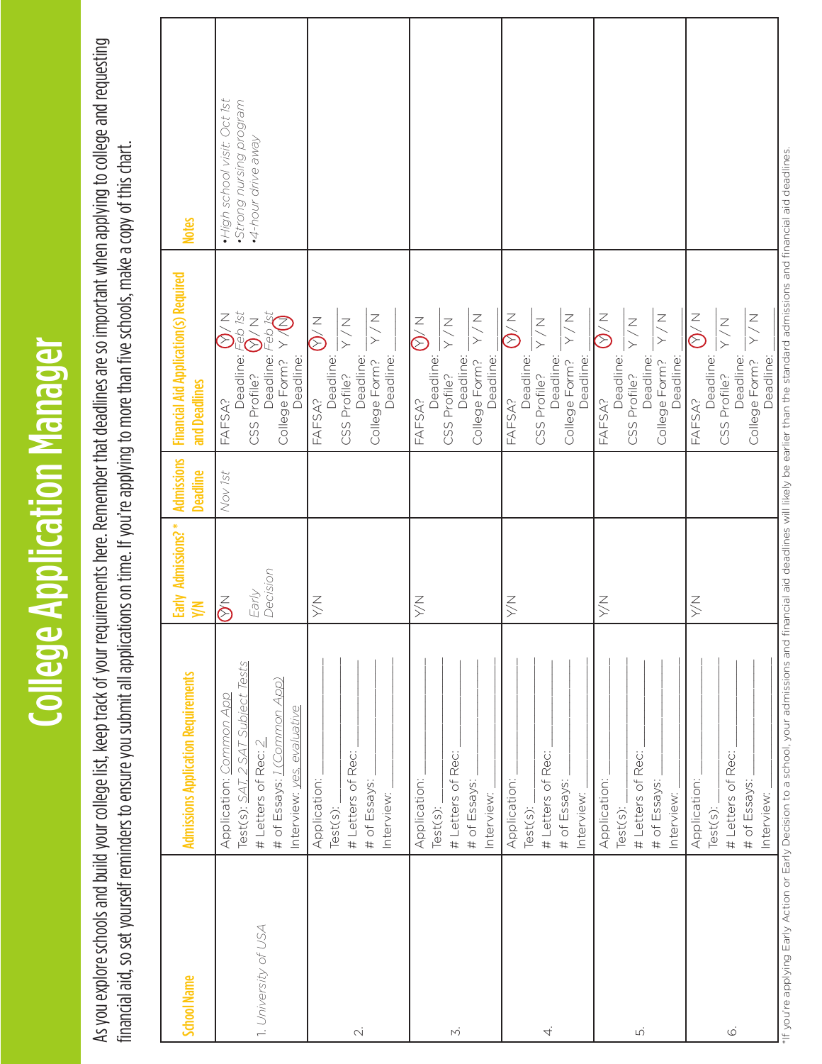# College Application Manager

As you explore schools and build your college list, keep track of your requirements here. Remember that deadlines are so important when applying to college and requesting financial aid, so set yourself reminders to ensure you submit all applications on time. If you're applying to more than five schools, make a copy of this chart.

| School Name | Admissions Application Requirements | Early Admissions?* Y/N | Admissions Deadline | Financial Aid Application(s) Required and Deadlines | Notes |
|---|---|---|---|---|---|
| 1. *University of USA* | Application: *Common App*<br>Test(s): *SAT, 2 SAT Subject Tests*<br># Letters of Rec: *2*<br># of Essays: *1 (Common App)*<br>Interview: *yes, evaluative* | (Y)/N<br>*Early Decision* | *Nov 1st* | FAFSA? (Y)/N<br>Deadline: *Feb 1st*<br>CSS Profile? (Y)/N<br>Deadline: *Feb 1st*<br>College Form? Y/(N)<br>Deadline: | •*High school visit: Oct 1st*<br>•*Strong nursing program*<br>•*4-hour drive away* |
| 2. | Application: \_\_\_<br>Test(s): \_\_\_<br># Letters of Rec: \_\_\_<br># of Essays: \_\_\_<br>Interview: \_\_\_ | Y/N | | FAFSA? (Y)/N<br>Deadline: \_\_\_<br>CSS Profile? Y/N<br>Deadline: \_\_\_<br>College Form? Y/N<br>Deadline: \_\_\_ | |
| 3. | Application: \_\_\_<br>Test(s): \_\_\_<br># Letters of Rec: \_\_\_<br># of Essays: \_\_\_<br>Interview: \_\_\_ | Y/N | | FAFSA? (Y)/N<br>Deadline: \_\_\_<br>CSS Profile? Y/N<br>Deadline: \_\_\_<br>College Form? Y/N<br>Deadline: \_\_\_ | |
| 4. | Application: \_\_\_<br>Test(s): \_\_\_<br># Letters of Rec: \_\_\_<br># of Essays: \_\_\_<br>Interview: \_\_\_ | Y/N | | FAFSA? (Y)/N<br>Deadline: \_\_\_<br>CSS Profile? Y/N<br>Deadline: \_\_\_<br>College Form? Y/N<br>Deadline: \_\_\_ | |
| 5. | Application: \_\_\_<br>Test(s): \_\_\_<br># Letters of Rec: \_\_\_<br># of Essays: \_\_\_<br>Interview: \_\_\_ | Y/N | | FAFSA? (Y)/N<br>Deadline: \_\_\_<br>CSS Profile? Y/N<br>Deadline: \_\_\_<br>College Form? Y/N<br>Deadline: \_\_\_ | |
| 6. | Application: \_\_\_<br>Test(s): \_\_\_<br># Letters of Rec: \_\_\_<br># of Essays: \_\_\_<br>Interview: \_\_\_ | Y/N | | FAFSA? (Y)/N<br>Deadline: \_\_\_<br>CSS Profile? Y/N<br>Deadline: \_\_\_<br>College Form? Y/N<br>Deadline: \_\_\_ | |

*If you're applying Early Action or Early Decision to a school, your admissions and financial aid deadlines will likely be earlier than the standard admissions and financial aid deadlines.